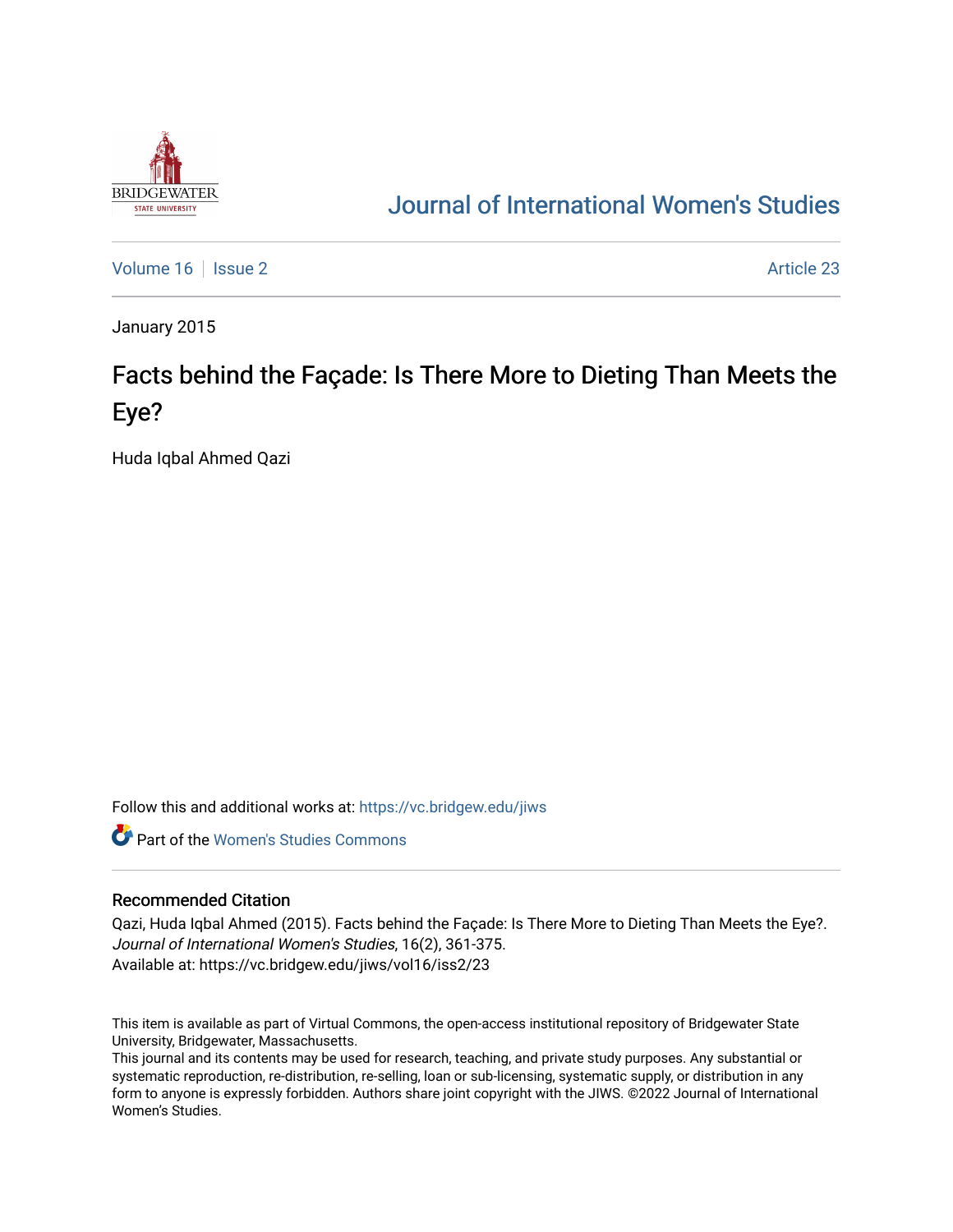# Journal of International Women's Studies

Volume 16 | Issue 2 | Article 23

January 2015

## Facts behind the Façade: Is There More to Dieting Than Meets the Eye?

Huda Iqbal Ahmed Qazi

Follow this and additional works at: https://vc.bridgew.edu/jiws

Part of the Women's Studies Commons

### Recommended Citation

Qazi, Huda Iqbal Ahmed (2015). Facts behind the Façade: Is There More to Dieting Than Meets the Eye?. *Journal of International Women's Studies*, 16(2), 361-375.
Available at: https://vc.bridgew.edu/jiws/vol16/iss2/23

This item is available as part of Virtual Commons, the open-access institutional repository of Bridgewater State University, Bridgewater, Massachusetts.
This journal and its contents may be used for research, teaching, and private study purposes. Any substantial or systematic reproduction, re-distribution, re-selling, loan or sub-licensing, systematic supply, or distribution in any form to anyone is expressly forbidden. Authors share joint copyright with the JIWS. ©2022 Journal of International Women's Studies.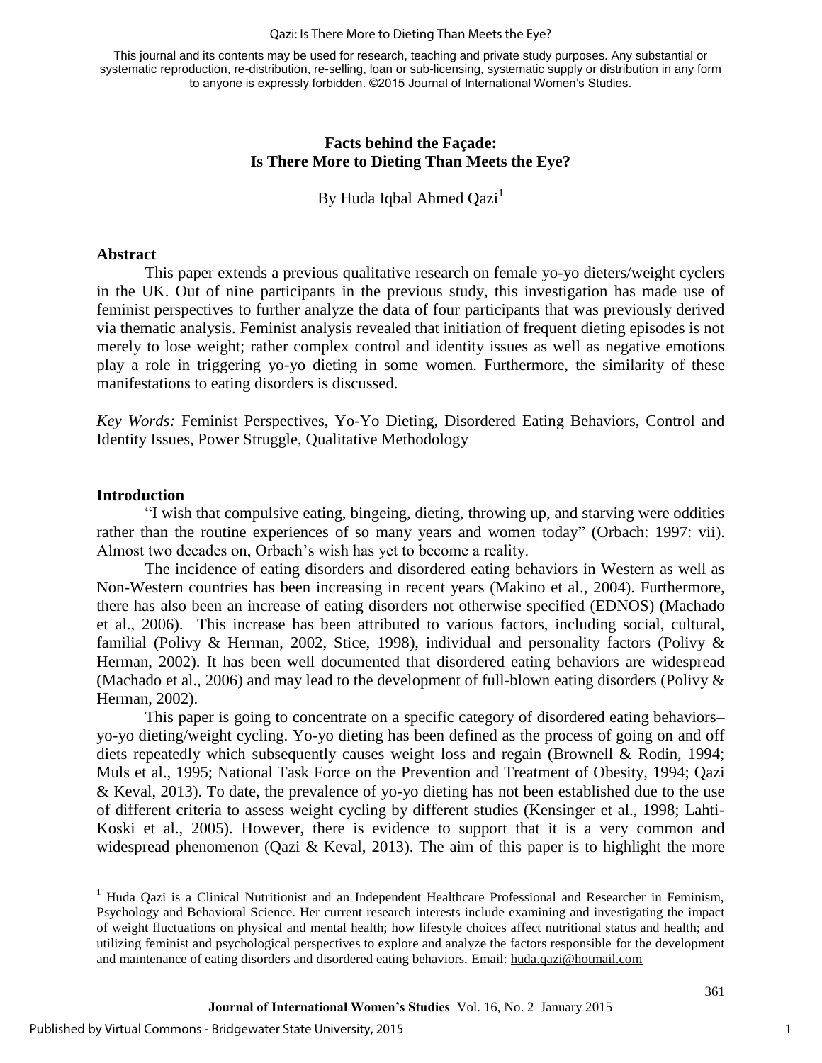This journal and its contents may be used for research, teaching and private study purposes. Any substantial or systematic reproduction, re-distribution, re-selling, loan or sub-licensing, systematic supply or distribution in any form to anyone is expressly forbidden. ©2015 Journal of International Women's Studies.

## Facts behind the Façade: Is There More to Dieting Than Meets the Eye?

By Huda Iqbal Ahmed Qazi[1]

### Abstract

This paper extends a previous qualitative research on female yo-yo dieters/weight cyclers in the UK. Out of nine participants in the previous study, this investigation has made use of feminist perspectives to further analyze the data of four participants that was previously derived via thematic analysis. Feminist analysis revealed that initiation of frequent dieting episodes is not merely to lose weight; rather complex control and identity issues as well as negative emotions play a role in triggering yo-yo dieting in some women. Furthermore, the similarity of these manifestations to eating disorders is discussed.

*Key Words:* Feminist Perspectives, Yo-Yo Dieting, Disordered Eating Behaviors, Control and Identity Issues, Power Struggle, Qualitative Methodology

### Introduction

"I wish that compulsive eating, bingeing, dieting, throwing up, and starving were oddities rather than the routine experiences of so many years and women today" (Orbach: 1997: vii). Almost two decades on, Orbach's wish has yet to become a reality.

The incidence of eating disorders and disordered eating behaviors in Western as well as Non-Western countries has been increasing in recent years (Makino et al., 2004). Furthermore, there has also been an increase of eating disorders not otherwise specified (EDNOS) (Machado et al., 2006). This increase has been attributed to various factors, including social, cultural, familial (Polivy & Herman, 2002, Stice, 1998), individual and personality factors (Polivy & Herman, 2002). It has been well documented that disordered eating behaviors are widespread (Machado et al., 2006) and may lead to the development of full-blown eating disorders (Polivy & Herman, 2002).

This paper is going to concentrate on a specific category of disordered eating behaviors– yo-yo dieting/weight cycling. Yo-yo dieting has been defined as the process of going on and off diets repeatedly which subsequently causes weight loss and regain (Brownell & Rodin, 1994; Muls et al., 1995; National Task Force on the Prevention and Treatment of Obesity, 1994; Qazi & Keval, 2013). To date, the prevalence of yo-yo dieting has not been established due to the use of different criteria to assess weight cycling by different studies (Kensinger et al., 1998; Lahti-Koski et al., 2005). However, there is evidence to support that it is a very common and widespread phenomenon (Qazi & Keval, 2013). The aim of this paper is to highlight the more

[1] Huda Qazi is a Clinical Nutritionist and an Independent Healthcare Professional and Researcher in Feminism, Psychology and Behavioral Science. Her current research interests include examining and investigating the impact of weight fluctuations on physical and mental health; how lifestyle choices affect nutritional status and health; and utilizing feminist and psychological perspectives to explore and analyze the factors responsible for the development and maintenance of eating disorders and disordered eating behaviors. Email: huda.qazi@hotmail.com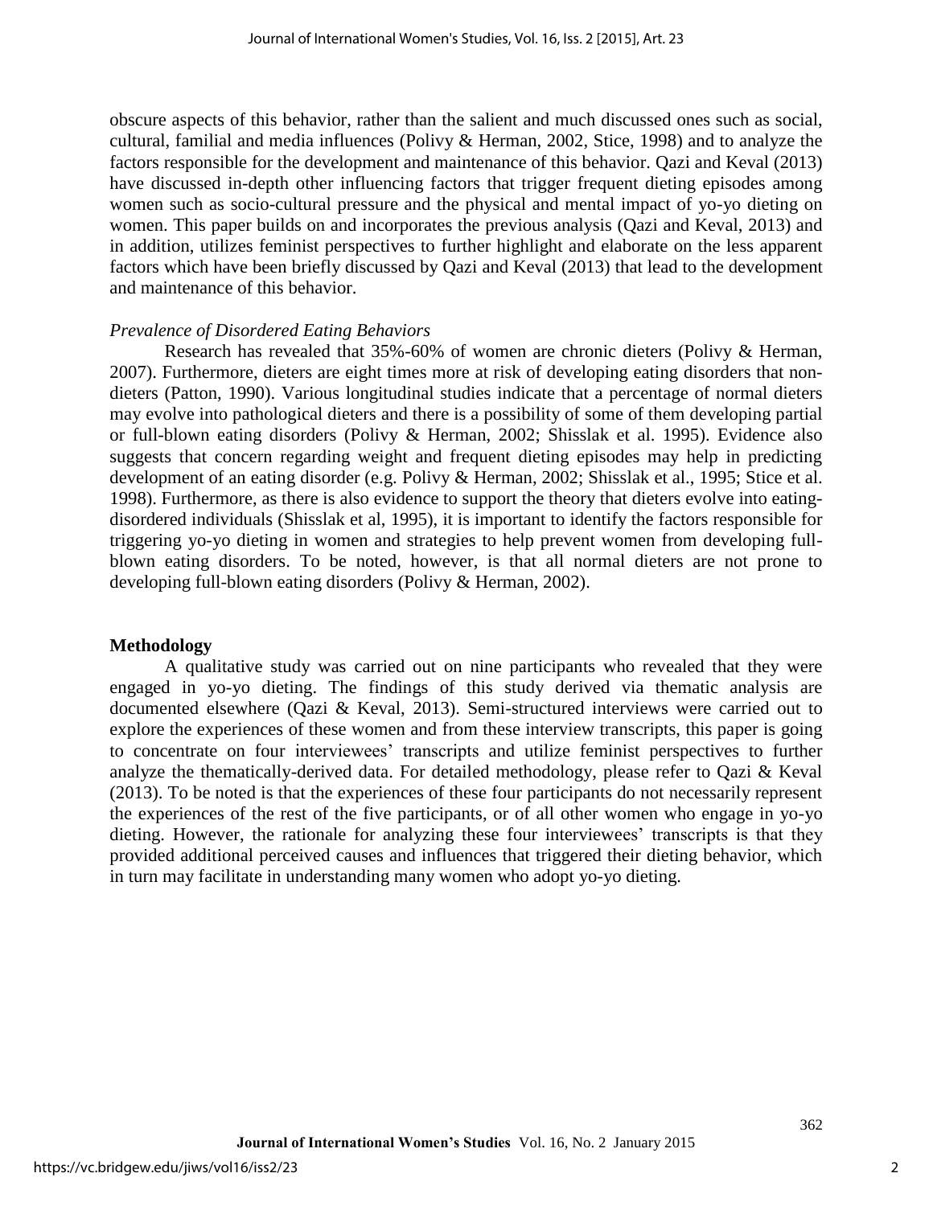obscure aspects of this behavior, rather than the salient and much discussed ones such as social, cultural, familial and media influences (Polivy & Herman, 2002, Stice, 1998) and to analyze the factors responsible for the development and maintenance of this behavior. Qazi and Keval (2013) have discussed in-depth other influencing factors that trigger frequent dieting episodes among women such as socio-cultural pressure and the physical and mental impact of yo-yo dieting on women. This paper builds on and incorporates the previous analysis (Qazi and Keval, 2013) and in addition, utilizes feminist perspectives to further highlight and elaborate on the less apparent factors which have been briefly discussed by Qazi and Keval (2013) that lead to the development and maintenance of this behavior.

*Prevalence of Disordered Eating Behaviors*

Research has revealed that 35%-60% of women are chronic dieters (Polivy & Herman, 2007). Furthermore, dieters are eight times more at risk of developing eating disorders that non-dieters (Patton, 1990). Various longitudinal studies indicate that a percentage of normal dieters may evolve into pathological dieters and there is a possibility of some of them developing partial or full-blown eating disorders (Polivy & Herman, 2002; Shisslak et al. 1995). Evidence also suggests that concern regarding weight and frequent dieting episodes may help in predicting development of an eating disorder (e.g. Polivy & Herman, 2002; Shisslak et al., 1995; Stice et al. 1998). Furthermore, as there is also evidence to support the theory that dieters evolve into eating-disordered individuals (Shisslak et al, 1995), it is important to identify the factors responsible for triggering yo-yo dieting in women and strategies to help prevent women from developing full-blown eating disorders. To be noted, however, is that all normal dieters are not prone to developing full-blown eating disorders (Polivy & Herman, 2002).

**Methodology**

A qualitative study was carried out on nine participants who revealed that they were engaged in yo-yo dieting. The findings of this study derived via thematic analysis are documented elsewhere (Qazi & Keval, 2013). Semi-structured interviews were carried out to explore the experiences of these women and from these interview transcripts, this paper is going to concentrate on four interviewees' transcripts and utilize feminist perspectives to further analyze the thematically-derived data. For detailed methodology, please refer to Qazi & Keval (2013). To be noted is that the experiences of these four participants do not necessarily represent the experiences of the rest of the five participants, or of all other women who engage in yo-yo dieting. However, the rationale for analyzing these four interviewees' transcripts is that they provided additional perceived causes and influences that triggered their dieting behavior, which in turn may facilitate in understanding many women who adopt yo-yo dieting.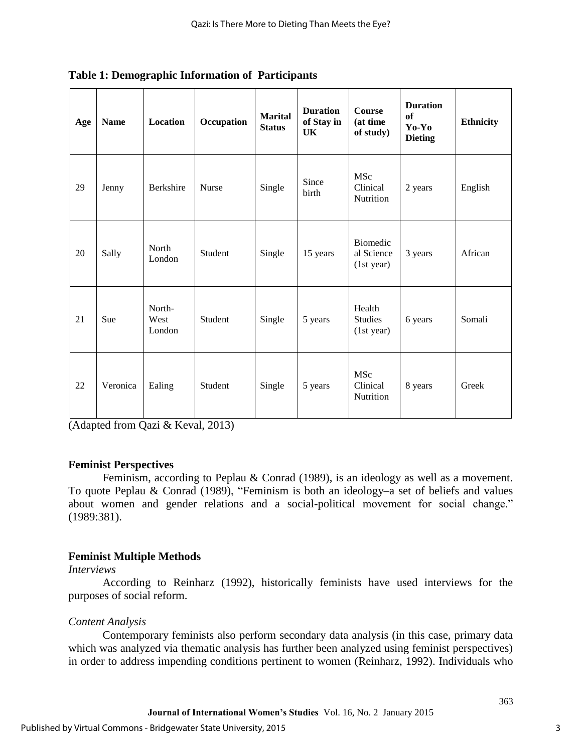**Table 1: Demographic Information of Participants**

| Age | Name | Location | Occupation | Marital Status | Duration of Stay in UK | Course (at time of study) | Duration of Yo-Yo Dieting | Ethnicity |
|---|---|---|---|---|---|---|---|---|
| 29 | Jenny | Berkshire | Nurse | Single | Since birth | MSc Clinical Nutrition | 2 years | English |
| 20 | Sally | North London | Student | Single | 15 years | Biomedical Science (1st year) | 3 years | African |
| 21 | Sue | North-West London | Student | Single | 5 years | Health Studies (1st year) | 6 years | Somali |
| 22 | Veronica | Ealing | Student | Single | 5 years | MSc Clinical Nutrition | 8 years | Greek |

(Adapted from Qazi & Keval, 2013)

### Feminist Perspectives

Feminism, according to Peplau & Conrad (1989), is an ideology as well as a movement. To quote Peplau & Conrad (1989), "Feminism is both an ideology–a set of beliefs and values about women and gender relations and a social-political movement for social change." (1989:381).

### Feminist Multiple Methods

*Interviews*

According to Reinharz (1992), historically feminists have used interviews for the purposes of social reform.

*Content Analysis*

Contemporary feminists also perform secondary data analysis (in this case, primary data which was analyzed via thematic analysis has further been analyzed using feminist perspectives) in order to address impending conditions pertinent to women (Reinharz, 1992). Individuals who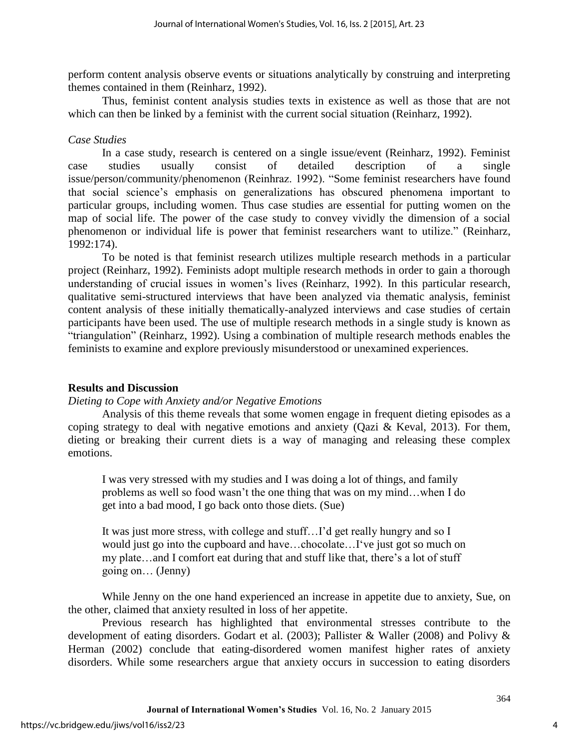perform content analysis observe events or situations analytically by construing and interpreting themes contained in them (Reinharz, 1992).

Thus, feminist content analysis studies texts in existence as well as those that are not which can then be linked by a feminist with the current social situation (Reinharz, 1992).

*Case Studies*

In a case study, research is centered on a single issue/event (Reinharz, 1992). Feminist case studies usually consist of detailed description of a single issue/person/community/phenomenon (Reinhraz. 1992). "Some feminist researchers have found that social science's emphasis on generalizations has obscured phenomena important to particular groups, including women. Thus case studies are essential for putting women on the map of social life. The power of the case study to convey vividly the dimension of a social phenomenon or individual life is power that feminist researchers want to utilize." (Reinharz, 1992:174).

To be noted is that feminist research utilizes multiple research methods in a particular project (Reinharz, 1992). Feminists adopt multiple research methods in order to gain a thorough understanding of crucial issues in women's lives (Reinharz, 1992). In this particular research, qualitative semi-structured interviews that have been analyzed via thematic analysis, feminist content analysis of these initially thematically-analyzed interviews and case studies of certain participants have been used. The use of multiple research methods in a single study is known as "triangulation" (Reinharz, 1992). Using a combination of multiple research methods enables the feminists to examine and explore previously misunderstood or unexamined experiences.

## Results and Discussion

*Dieting to Cope with Anxiety and/or Negative Emotions*

Analysis of this theme reveals that some women engage in frequent dieting episodes as a coping strategy to deal with negative emotions and anxiety (Qazi & Keval, 2013). For them, dieting or breaking their current diets is a way of managing and releasing these complex emotions.

> I was very stressed with my studies and I was doing a lot of things, and family problems as well so food wasn't the one thing that was on my mind…when I do get into a bad mood, I go back onto those diets. (Sue)

> It was just more stress, with college and stuff…I'd get really hungry and so I would just go into the cupboard and have…chocolate…I've just got so much on my plate…and I comfort eat during that and stuff like that, there's a lot of stuff going on… (Jenny)

While Jenny on the one hand experienced an increase in appetite due to anxiety, Sue, on the other, claimed that anxiety resulted in loss of her appetite.

Previous research has highlighted that environmental stresses contribute to the development of eating disorders. Godart et al. (2003); Pallister & Waller (2008) and Polivy & Herman (2002) conclude that eating-disordered women manifest higher rates of anxiety disorders. While some researchers argue that anxiety occurs in succession to eating disorders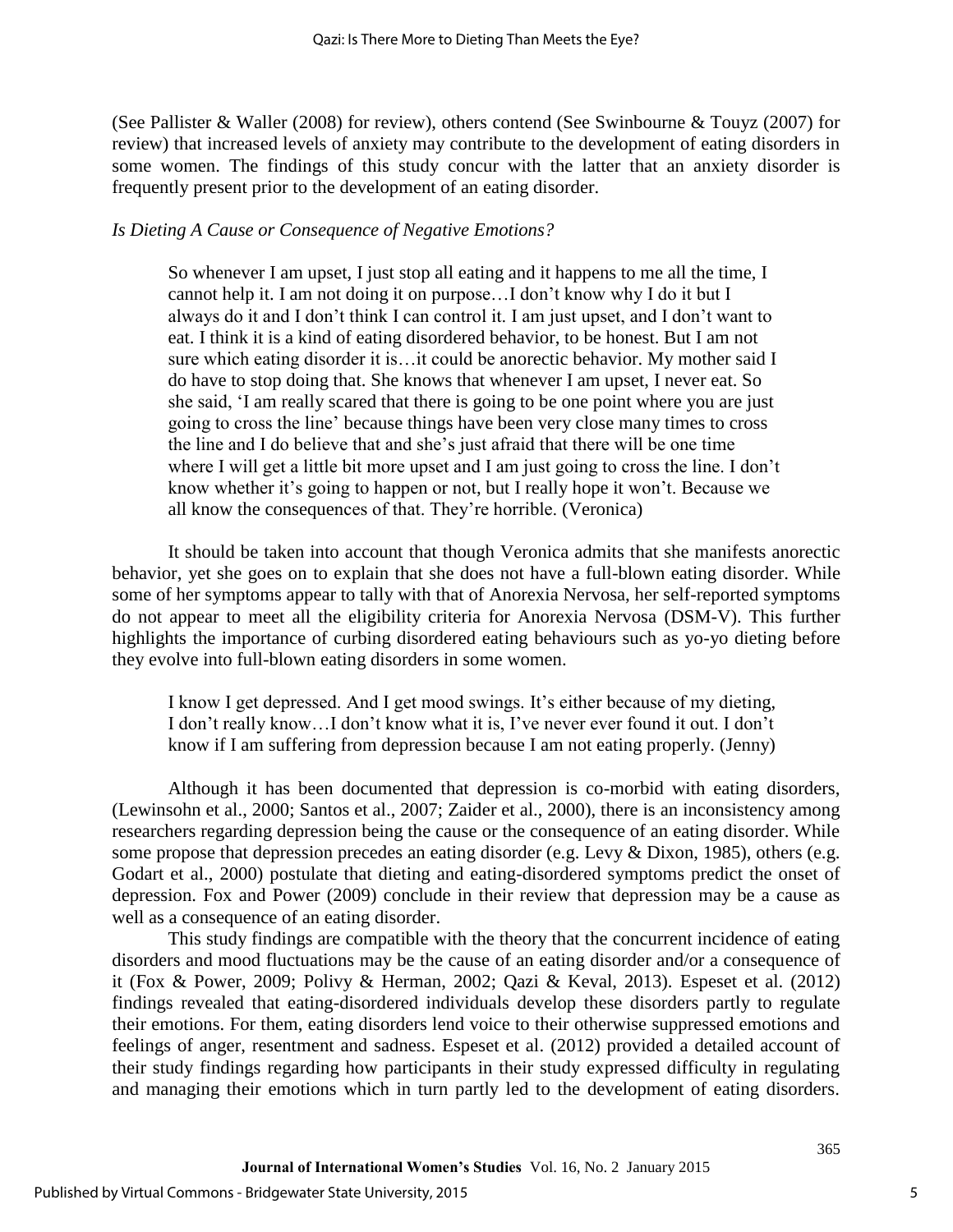(See Pallister & Waller (2008) for review), others contend (See Swinbourne & Touyz (2007) for review) that increased levels of anxiety may contribute to the development of eating disorders in some women. The findings of this study concur with the latter that an anxiety disorder is frequently present prior to the development of an eating disorder.

*Is Dieting A Cause or Consequence of Negative Emotions?*

> So whenever I am upset, I just stop all eating and it happens to me all the time, I cannot help it. I am not doing it on purpose…I don't know why I do it but I always do it and I don't think I can control it. I am just upset, and I don't want to eat. I think it is a kind of eating disordered behavior, to be honest. But I am not sure which eating disorder it is…it could be anorectic behavior. My mother said I do have to stop doing that. She knows that whenever I am upset, I never eat. So she said, 'I am really scared that there is going to be one point where you are just going to cross the line' because things have been very close many times to cross the line and I do believe that and she's just afraid that there will be one time where I will get a little bit more upset and I am just going to cross the line. I don't know whether it's going to happen or not, but I really hope it won't. Because we all know the consequences of that. They're horrible. (Veronica)

It should be taken into account that though Veronica admits that she manifests anorectic behavior, yet she goes on to explain that she does not have a full-blown eating disorder. While some of her symptoms appear to tally with that of Anorexia Nervosa, her self-reported symptoms do not appear to meet all the eligibility criteria for Anorexia Nervosa (DSM-V). This further highlights the importance of curbing disordered eating behaviours such as yo-yo dieting before they evolve into full-blown eating disorders in some women.

> I know I get depressed. And I get mood swings. It's either because of my dieting, I don't really know…I don't know what it is, I've never ever found it out. I don't know if I am suffering from depression because I am not eating properly. (Jenny)

Although it has been documented that depression is co-morbid with eating disorders, (Lewinsohn et al., 2000; Santos et al., 2007; Zaider et al., 2000), there is an inconsistency among researchers regarding depression being the cause or the consequence of an eating disorder. While some propose that depression precedes an eating disorder (e.g. Levy & Dixon, 1985), others (e.g. Godart et al., 2000) postulate that dieting and eating-disordered symptoms predict the onset of depression. Fox and Power (2009) conclude in their review that depression may be a cause as well as a consequence of an eating disorder.

This study findings are compatible with the theory that the concurrent incidence of eating disorders and mood fluctuations may be the cause of an eating disorder and/or a consequence of it (Fox & Power, 2009; Polivy & Herman, 2002; Qazi & Keval, 2013). Espeset et al. (2012) findings revealed that eating-disordered individuals develop these disorders partly to regulate their emotions. For them, eating disorders lend voice to their otherwise suppressed emotions and feelings of anger, resentment and sadness. Espeset et al. (2012) provided a detailed account of their study findings regarding how participants in their study expressed difficulty in regulating and managing their emotions which in turn partly led to the development of eating disorders.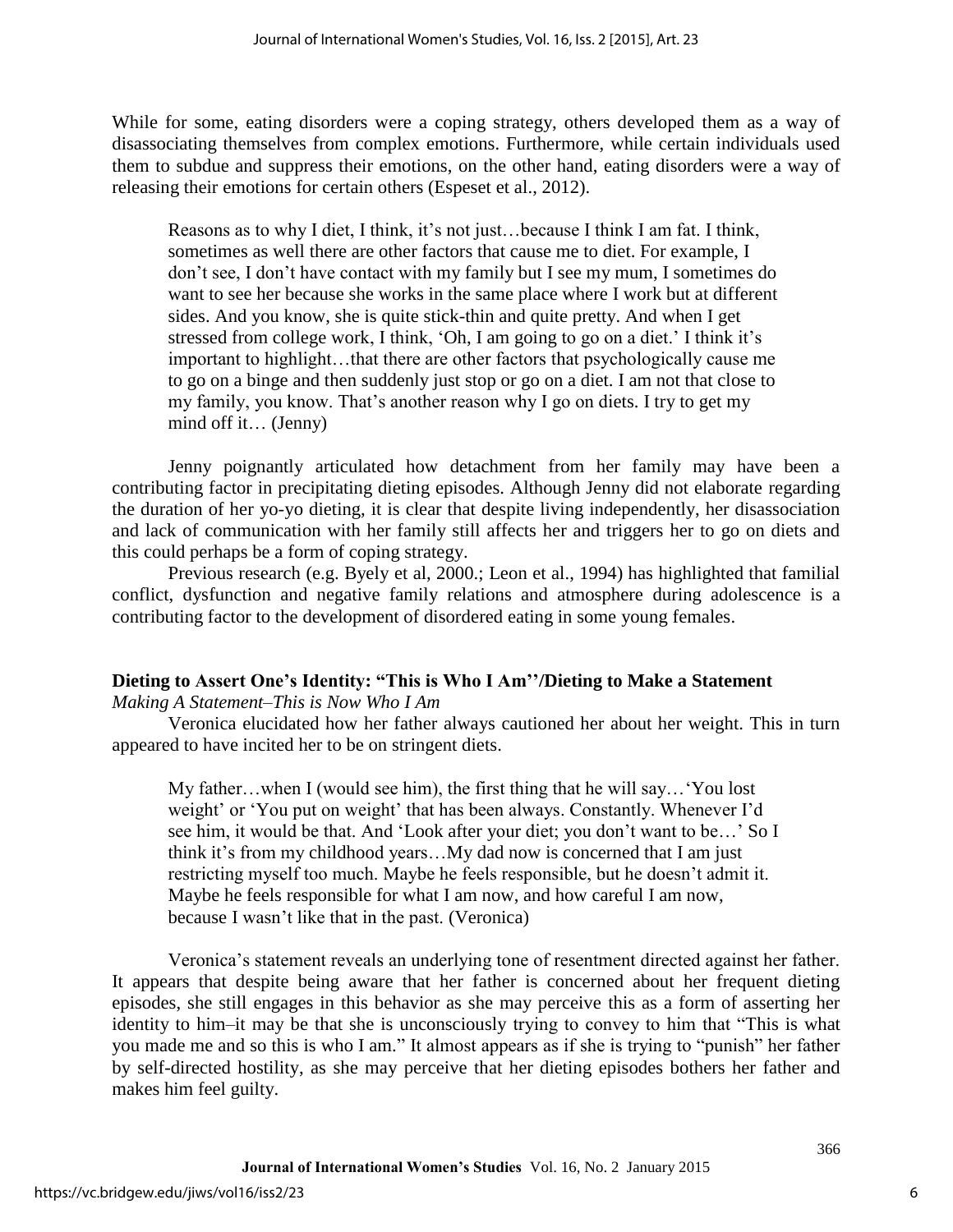While for some, eating disorders were a coping strategy, others developed them as a way of disassociating themselves from complex emotions. Furthermore, while certain individuals used them to subdue and suppress their emotions, on the other hand, eating disorders were a way of releasing their emotions for certain others (Espeset et al., 2012).

> Reasons as to why I diet, I think, it's not just…because I think I am fat. I think, sometimes as well there are other factors that cause me to diet. For example, I don't see, I don't have contact with my family but I see my mum, I sometimes do want to see her because she works in the same place where I work but at different sides. And you know, she is quite stick-thin and quite pretty. And when I get stressed from college work, I think, 'Oh, I am going to go on a diet.' I think it's important to highlight…that there are other factors that psychologically cause me to go on a binge and then suddenly just stop or go on a diet. I am not that close to my family, you know. That's another reason why I go on diets. I try to get my mind off it… (Jenny)

Jenny poignantly articulated how detachment from her family may have been a contributing factor in precipitating dieting episodes. Although Jenny did not elaborate regarding the duration of her yo-yo dieting, it is clear that despite living independently, her disassociation and lack of communication with her family still affects her and triggers her to go on diets and this could perhaps be a form of coping strategy.

Previous research (e.g. Byely et al, 2000.; Leon et al., 1994) has highlighted that familial conflict, dysfunction and negative family relations and atmosphere during adolescence is a contributing factor to the development of disordered eating in some young females.

### Dieting to Assert One's Identity: "This is Who I Am''/Dieting to Make a Statement

*Making A Statement–This is Now Who I Am*

Veronica elucidated how her father always cautioned her about her weight. This in turn appeared to have incited her to be on stringent diets.

> My father…when I (would see him), the first thing that he will say…'You lost weight' or 'You put on weight' that has been always. Constantly. Whenever I'd see him, it would be that. And 'Look after your diet; you don't want to be…' So I think it's from my childhood years…My dad now is concerned that I am just restricting myself too much. Maybe he feels responsible, but he doesn't admit it. Maybe he feels responsible for what I am now, and how careful I am now, because I wasn't like that in the past. (Veronica)

Veronica's statement reveals an underlying tone of resentment directed against her father. It appears that despite being aware that her father is concerned about her frequent dieting episodes, she still engages in this behavior as she may perceive this as a form of asserting her identity to him–it may be that she is unconsciously trying to convey to him that "This is what you made me and so this is who I am." It almost appears as if she is trying to "punish" her father by self-directed hostility, as she may perceive that her dieting episodes bothers her father and makes him feel guilty.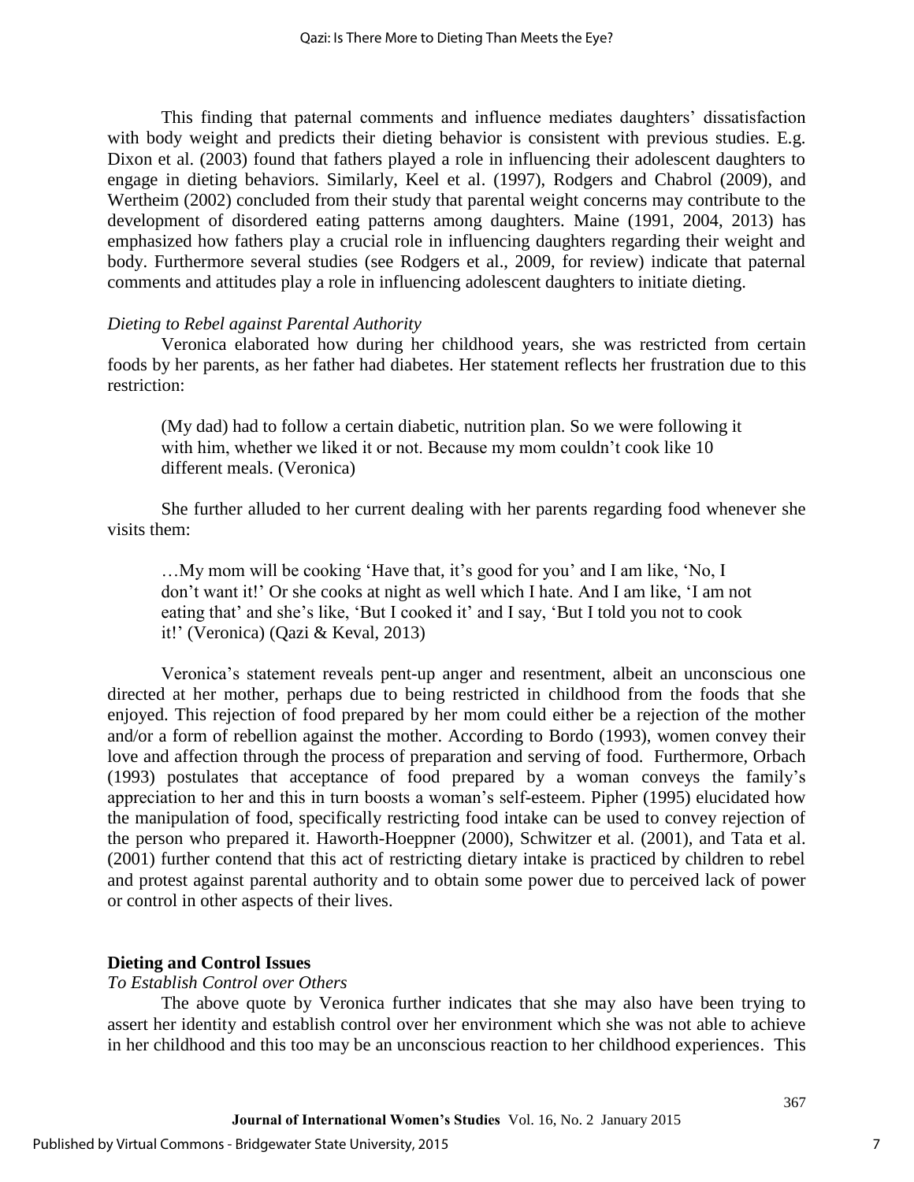This finding that paternal comments and influence mediates daughters' dissatisfaction with body weight and predicts their dieting behavior is consistent with previous studies. E.g. Dixon et al. (2003) found that fathers played a role in influencing their adolescent daughters to engage in dieting behaviors. Similarly, Keel et al. (1997), Rodgers and Chabrol (2009), and Wertheim (2002) concluded from their study that parental weight concerns may contribute to the development of disordered eating patterns among daughters. Maine (1991, 2004, 2013) has emphasized how fathers play a crucial role in influencing daughters regarding their weight and body. Furthermore several studies (see Rodgers et al., 2009, for review) indicate that paternal comments and attitudes play a role in influencing adolescent daughters to initiate dieting.

*Dieting to Rebel against Parental Authority*

Veronica elaborated how during her childhood years, she was restricted from certain foods by her parents, as her father had diabetes. Her statement reflects her frustration due to this restriction:

> (My dad) had to follow a certain diabetic, nutrition plan. So we were following it with him, whether we liked it or not. Because my mom couldn't cook like 10 different meals. (Veronica)

She further alluded to her current dealing with her parents regarding food whenever she visits them:

> …My mom will be cooking 'Have that, it's good for you' and I am like, 'No, I don't want it!' Or she cooks at night as well which I hate. And I am like, 'I am not eating that' and she's like, 'But I cooked it' and I say, 'But I told you not to cook it!' (Veronica) (Qazi & Keval, 2013)

Veronica's statement reveals pent-up anger and resentment, albeit an unconscious one directed at her mother, perhaps due to being restricted in childhood from the foods that she enjoyed. This rejection of food prepared by her mom could either be a rejection of the mother and/or a form of rebellion against the mother. According to Bordo (1993), women convey their love and affection through the process of preparation and serving of food. Furthermore, Orbach (1993) postulates that acceptance of food prepared by a woman conveys the family's appreciation to her and this in turn boosts a woman's self-esteem. Pipher (1995) elucidated how the manipulation of food, specifically restricting food intake can be used to convey rejection of the person who prepared it. Haworth-Hoeppner (2000), Schwitzer et al. (2001), and Tata et al. (2001) further contend that this act of restricting dietary intake is practiced by children to rebel and protest against parental authority and to obtain some power due to perceived lack of power or control in other aspects of their lives.

## Dieting and Control Issues

*To Establish Control over Others*

The above quote by Veronica further indicates that she may also have been trying to assert her identity and establish control over her environment which she was not able to achieve in her childhood and this too may be an unconscious reaction to her childhood experiences. This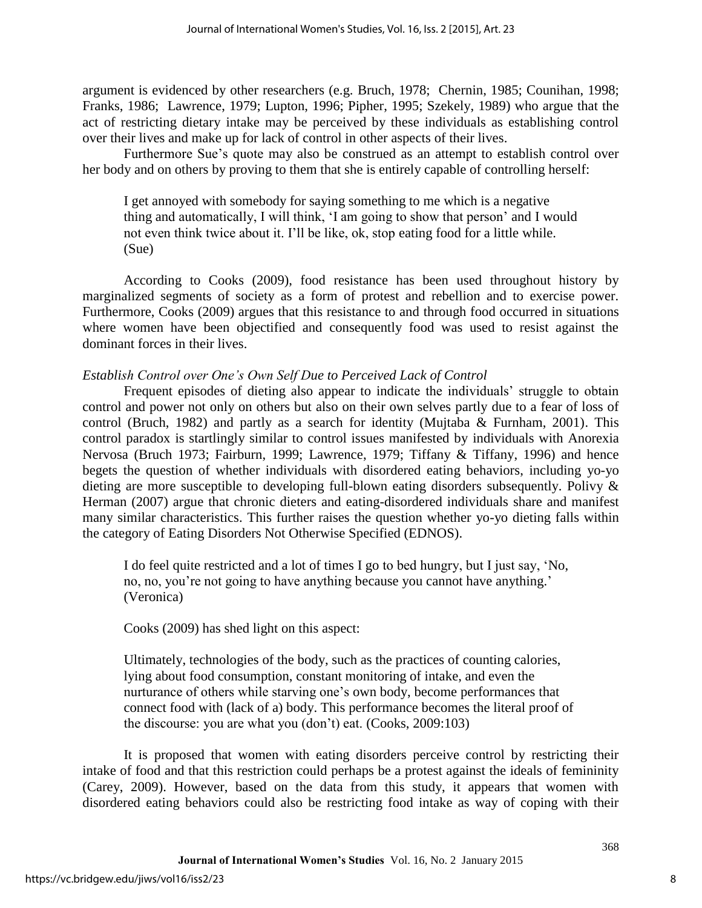argument is evidenced by other researchers (e.g. Bruch, 1978; Chernin, 1985; Counihan, 1998; Franks, 1986; Lawrence, 1979; Lupton, 1996; Pipher, 1995; Szekely, 1989) who argue that the act of restricting dietary intake may be perceived by these individuals as establishing control over their lives and make up for lack of control in other aspects of their lives.

Furthermore Sue's quote may also be construed as an attempt to establish control over her body and on others by proving to them that she is entirely capable of controlling herself:

> I get annoyed with somebody for saying something to me which is a negative thing and automatically, I will think, 'I am going to show that person' and I would not even think twice about it. I'll be like, ok, stop eating food for a little while. (Sue)

According to Cooks (2009), food resistance has been used throughout history by marginalized segments of society as a form of protest and rebellion and to exercise power. Furthermore, Cooks (2009) argues that this resistance to and through food occurred in situations where women have been objectified and consequently food was used to resist against the dominant forces in their lives.

*Establish Control over One's Own Self Due to Perceived Lack of Control*

Frequent episodes of dieting also appear to indicate the individuals' struggle to obtain control and power not only on others but also on their own selves partly due to a fear of loss of control (Bruch, 1982) and partly as a search for identity (Mujtaba & Furnham, 2001). This control paradox is startlingly similar to control issues manifested by individuals with Anorexia Nervosa (Bruch 1973; Fairburn, 1999; Lawrence, 1979; Tiffany & Tiffany, 1996) and hence begets the question of whether individuals with disordered eating behaviors, including yo-yo dieting are more susceptible to developing full-blown eating disorders subsequently. Polivy & Herman (2007) argue that chronic dieters and eating-disordered individuals share and manifest many similar characteristics. This further raises the question whether yo-yo dieting falls within the category of Eating Disorders Not Otherwise Specified (EDNOS).

> I do feel quite restricted and a lot of times I go to bed hungry, but I just say, 'No, no, no, you're not going to have anything because you cannot have anything.' (Veronica)

Cooks (2009) has shed light on this aspect:

> Ultimately, technologies of the body, such as the practices of counting calories, lying about food consumption, constant monitoring of intake, and even the nurturance of others while starving one's own body, become performances that connect food with (lack of a) body. This performance becomes the literal proof of the discourse: you are what you (don't) eat. (Cooks, 2009:103)

It is proposed that women with eating disorders perceive control by restricting their intake of food and that this restriction could perhaps be a protest against the ideals of femininity (Carey, 2009). However, based on the data from this study, it appears that women with disordered eating behaviors could also be restricting food intake as way of coping with their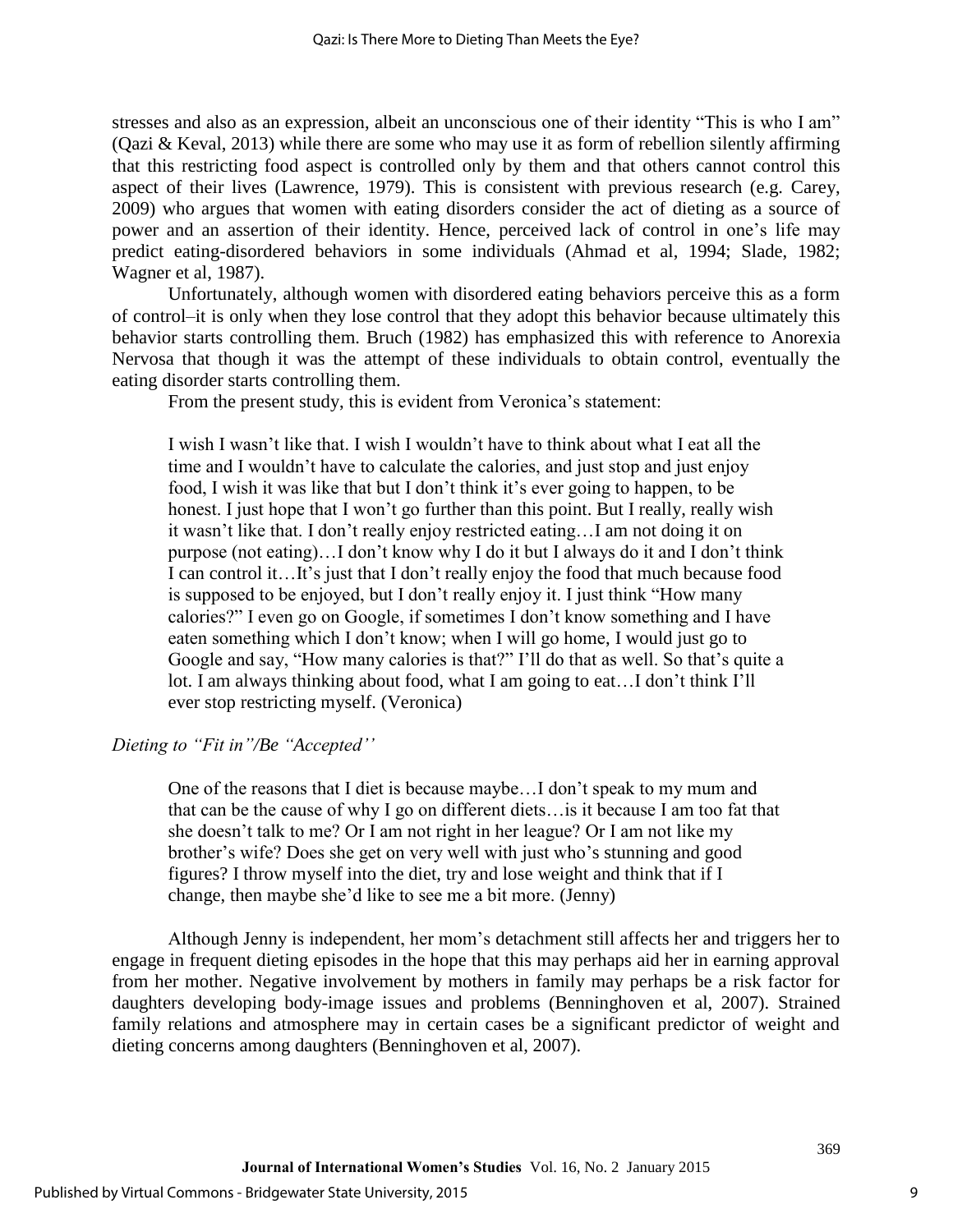stresses and also as an expression, albeit an unconscious one of their identity "This is who I am" (Qazi & Keval, 2013) while there are some who may use it as form of rebellion silently affirming that this restricting food aspect is controlled only by them and that others cannot control this aspect of their lives (Lawrence, 1979). This is consistent with previous research (e.g. Carey, 2009) who argues that women with eating disorders consider the act of dieting as a source of power and an assertion of their identity. Hence, perceived lack of control in one's life may predict eating-disordered behaviors in some individuals (Ahmad et al, 1994; Slade, 1982; Wagner et al, 1987).

Unfortunately, although women with disordered eating behaviors perceive this as a form of control–it is only when they lose control that they adopt this behavior because ultimately this behavior starts controlling them. Bruch (1982) has emphasized this with reference to Anorexia Nervosa that though it was the attempt of these individuals to obtain control, eventually the eating disorder starts controlling them.

From the present study, this is evident from Veronica's statement:

> I wish I wasn't like that. I wish I wouldn't have to think about what I eat all the time and I wouldn't have to calculate the calories, and just stop and just enjoy food, I wish it was like that but I don't think it's ever going to happen, to be honest. I just hope that I won't go further than this point. But I really, really wish it wasn't like that. I don't really enjoy restricted eating…I am not doing it on purpose (not eating)…I don't know why I do it but I always do it and I don't think I can control it…It's just that I don't really enjoy the food that much because food is supposed to be enjoyed, but I don't really enjoy it. I just think "How many calories?" I even go on Google, if sometimes I don't know something and I have eaten something which I don't know; when I will go home, I would just go to Google and say, "How many calories is that?" I'll do that as well. So that's quite a lot. I am always thinking about food, what I am going to eat…I don't think I'll ever stop restricting myself. (Veronica)

*Dieting to "Fit in"/Be "Accepted''*

> One of the reasons that I diet is because maybe…I don't speak to my mum and that can be the cause of why I go on different diets…is it because I am too fat that she doesn't talk to me? Or I am not right in her league? Or I am not like my brother's wife? Does she get on very well with just who's stunning and good figures? I throw myself into the diet, try and lose weight and think that if I change, then maybe she'd like to see me a bit more. (Jenny)

Although Jenny is independent, her mom's detachment still affects her and triggers her to engage in frequent dieting episodes in the hope that this may perhaps aid her in earning approval from her mother. Negative involvement by mothers in family may perhaps be a risk factor for daughters developing body-image issues and problems (Benninghoven et al, 2007). Strained family relations and atmosphere may in certain cases be a significant predictor of weight and dieting concerns among daughters (Benninghoven et al, 2007).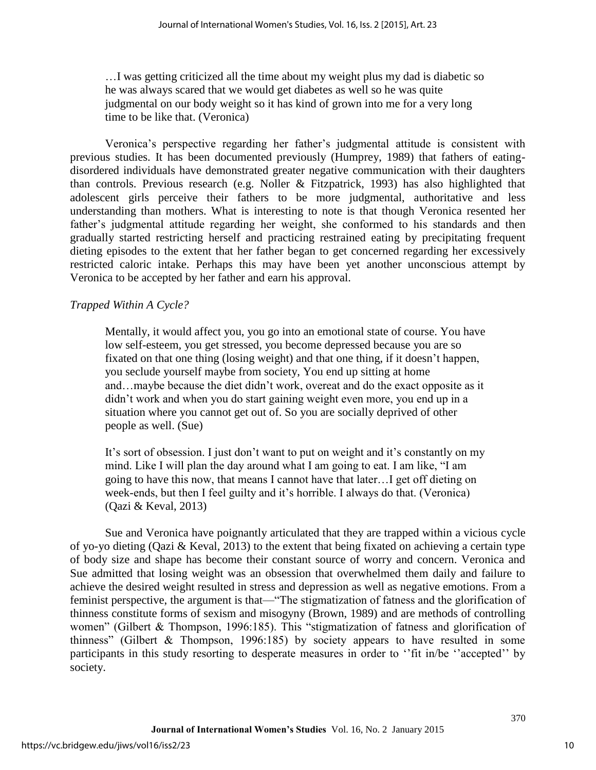> …I was getting criticized all the time about my weight plus my dad is diabetic so he was always scared that we would get diabetes as well so he was quite judgmental on our body weight so it has kind of grown into me for a very long time to be like that. (Veronica)

Veronica's perspective regarding her father's judgmental attitude is consistent with previous studies. It has been documented previously (Humprey, 1989) that fathers of eating-disordered individuals have demonstrated greater negative communication with their daughters than controls. Previous research (e.g. Noller & Fitzpatrick, 1993) has also highlighted that adolescent girls perceive their fathers to be more judgmental, authoritative and less understanding than mothers. What is interesting to note is that though Veronica resented her father's judgmental attitude regarding her weight, she conformed to his standards and then gradually started restricting herself and practicing restrained eating by precipitating frequent dieting episodes to the extent that her father began to get concerned regarding her excessively restricted caloric intake. Perhaps this may have been yet another unconscious attempt by Veronica to be accepted by her father and earn his approval.

*Trapped Within A Cycle?*

> Mentally, it would affect you, you go into an emotional state of course. You have low self-esteem, you get stressed, you become depressed because you are so fixated on that one thing (losing weight) and that one thing, if it doesn't happen, you seclude yourself maybe from society, You end up sitting at home and…maybe because the diet didn't work, overeat and do the exact opposite as it didn't work and when you do start gaining weight even more, you end up in a situation where you cannot get out of. So you are socially deprived of other people as well. (Sue)

> It's sort of obsession. I just don't want to put on weight and it's constantly on my mind. Like I will plan the day around what I am going to eat. I am like, "I am going to have this now, that means I cannot have that later…I get off dieting on week-ends, but then I feel guilty and it's horrible. I always do that. (Veronica) (Qazi & Keval, 2013)

Sue and Veronica have poignantly articulated that they are trapped within a vicious cycle of yo-yo dieting (Qazi & Keval, 2013) to the extent that being fixated on achieving a certain type of body size and shape has become their constant source of worry and concern. Veronica and Sue admitted that losing weight was an obsession that overwhelmed them daily and failure to achieve the desired weight resulted in stress and depression as well as negative emotions. From a feminist perspective, the argument is that—"The stigmatization of fatness and the glorification of thinness constitute forms of sexism and misogyny (Brown, 1989) and are methods of controlling women" (Gilbert & Thompson, 1996:185). This "stigmatization of fatness and glorification of thinness" (Gilbert & Thompson, 1996:185) by society appears to have resulted in some participants in this study resorting to desperate measures in order to ''fit in/be ''accepted'' by society.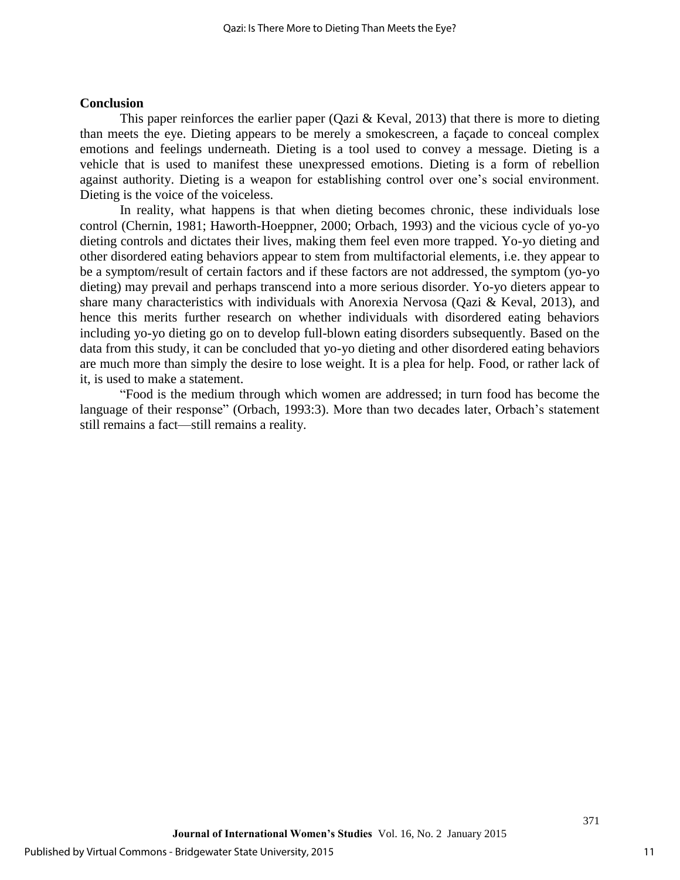## Conclusion

This paper reinforces the earlier paper (Qazi & Keval, 2013) that there is more to dieting than meets the eye. Dieting appears to be merely a smokescreen, a façade to conceal complex emotions and feelings underneath. Dieting is a tool used to convey a message. Dieting is a vehicle that is used to manifest these unexpressed emotions. Dieting is a form of rebellion against authority. Dieting is a weapon for establishing control over one's social environment. Dieting is the voice of the voiceless.

In reality, what happens is that when dieting becomes chronic, these individuals lose control (Chernin, 1981; Haworth-Hoeppner, 2000; Orbach, 1993) and the vicious cycle of yo-yo dieting controls and dictates their lives, making them feel even more trapped. Yo-yo dieting and other disordered eating behaviors appear to stem from multifactorial elements, i.e. they appear to be a symptom/result of certain factors and if these factors are not addressed, the symptom (yo-yo dieting) may prevail and perhaps transcend into a more serious disorder. Yo-yo dieters appear to share many characteristics with individuals with Anorexia Nervosa (Qazi & Keval, 2013), and hence this merits further research on whether individuals with disordered eating behaviors including yo-yo dieting go on to develop full-blown eating disorders subsequently. Based on the data from this study, it can be concluded that yo-yo dieting and other disordered eating behaviors are much more than simply the desire to lose weight. It is a plea for help. Food, or rather lack of it, is used to make a statement.

"Food is the medium through which women are addressed; in turn food has become the language of their response" (Orbach, 1993:3). More than two decades later, Orbach's statement still remains a fact—still remains a reality.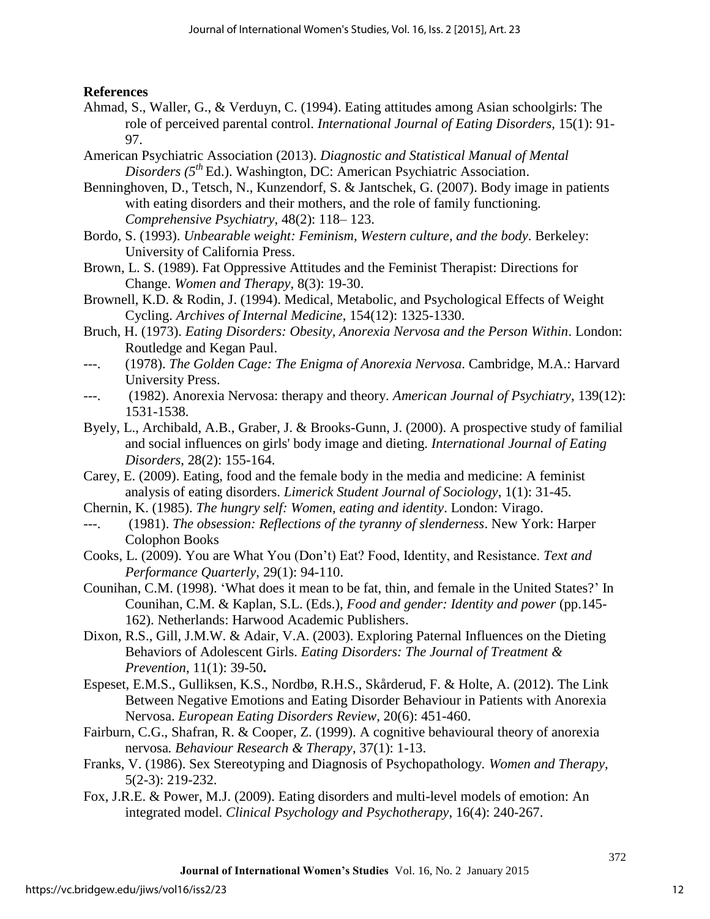**References**

Ahmad, S., Waller, G., & Verduyn, C. (1994). Eating attitudes among Asian schoolgirls: The role of perceived parental control. *International Journal of Eating Disorders,* 15(1): 91-97.

American Psychiatric Association (2013). *Diagnostic and Statistical Manual of Mental Disorders (5th Ed.)*. Washington, DC: American Psychiatric Association.

Benninghoven, D., Tetsch, N., Kunzendorf, S. & Jantschek, G. (2007). Body image in patients with eating disorders and their mothers, and the role of family functioning. *Comprehensive Psychiatry*, 48(2): 118– 123.

Bordo, S. (1993). *Unbearable weight: Feminism, Western culture, and the body*. Berkeley: University of California Press.

Brown, L. S. (1989). Fat Oppressive Attitudes and the Feminist Therapist: Directions for Change. *Women and Therapy*, 8(3): 19-30.

Brownell, K.D. & Rodin, J. (1994). Medical, Metabolic, and Psychological Effects of Weight Cycling. *Archives of Internal Medicine*, 154(12): 1325-1330.

Bruch, H. (1973). *Eating Disorders: Obesity, Anorexia Nervosa and the Person Within*. London: Routledge and Kegan Paul.

---. (1978). *The Golden Cage: The Enigma of Anorexia Nervosa*. Cambridge, M.A.: Harvard University Press.

---. (1982). Anorexia Nervosa: therapy and theory. *American Journal of Psychiatry*, 139(12): 1531-1538.

Byely, L., Archibald, A.B., Graber, J. & Brooks-Gunn, J. (2000). A prospective study of familial and social influences on girls' body image and dieting. *International Journal of Eating Disorders*, 28(2): 155-164.

Carey, E. (2009). Eating, food and the female body in the media and medicine: A feminist analysis of eating disorders. *Limerick Student Journal of Sociology*, 1(1): 31-45.

Chernin, K. (1985). *The hungry self: Women, eating and identity*. London: Virago.

---. (1981). *The obsession: Reflections of the tyranny of slenderness*. New York: Harper Colophon Books

Cooks, L. (2009). You are What You (Don't) Eat? Food, Identity, and Resistance. *Text and Performance Quarterly*, 29(1): 94-110.

Counihan, C.M. (1998). 'What does it mean to be fat, thin, and female in the United States?' In Counihan, C.M. & Kaplan, S.L. (Eds.), *Food and gender: Identity and power* (pp.145-162). Netherlands: Harwood Academic Publishers.

Dixon, R.S., Gill, J.M.W. & Adair, V.A. (2003). Exploring Paternal Influences on the Dieting Behaviors of Adolescent Girls. *Eating Disorders: The Journal of Treatment & Prevention*, 11(1): 39-50**.**

Espeset, E.M.S., Gulliksen, K.S., Nordbø, R.H.S., Skårderud, F. & Holte, A. (2012). The Link Between Negative Emotions and Eating Disorder Behaviour in Patients with Anorexia Nervosa. *European Eating Disorders Review*, 20(6): 451-460.

Fairburn, C.G., Shafran, R. & Cooper, Z. (1999). A cognitive behavioural theory of anorexia nervosa*. Behaviour Research & Therapy*, 37(1): 1-13.

Franks, V. (1986). Sex Stereotyping and Diagnosis of Psychopathology*. Women and Therapy*, 5(2-3): 219-232.

Fox, J.R.E. & Power, M.J. (2009). Eating disorders and multi-level models of emotion: An integrated model. *Clinical Psychology and Psychotherapy*, 16(4): 240-267.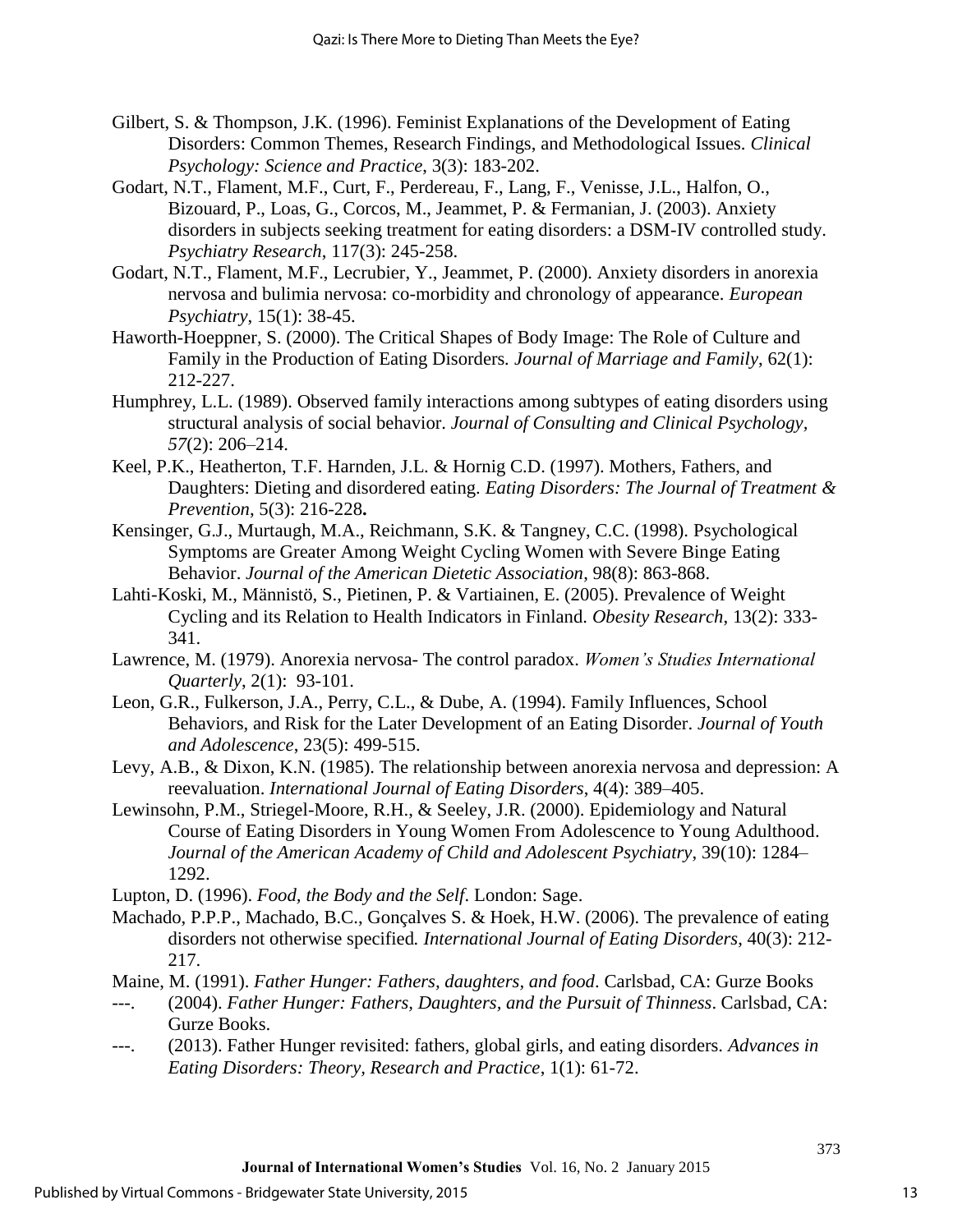Gilbert, S. & Thompson, J.K. (1996). Feminist Explanations of the Development of Eating Disorders: Common Themes, Research Findings, and Methodological Issues. *Clinical Psychology: Science and Practice*, 3(3): 183-202.

Godart, N.T., Flament, M.F., Curt, F., Perdereau, F., Lang, F., Venisse, J.L., Halfon, O., Bizouard, P., Loas, G., Corcos, M., Jeammet, P. & Fermanian, J. (2003). Anxiety disorders in subjects seeking treatment for eating disorders: a DSM-IV controlled study. *Psychiatry Research*, 117(3): 245-258.

Godart, N.T., Flament, M.F., Lecrubier, Y., Jeammet, P. (2000). Anxiety disorders in anorexia nervosa and bulimia nervosa: co-morbidity and chronology of appearance. *European Psychiatry*, 15(1): 38-45.

Haworth-Hoeppner, S. (2000). The Critical Shapes of Body Image: The Role of Culture and Family in the Production of Eating Disorders. *Journal of Marriage and Family*, 62(1): 212-227.

Humphrey, L.L. (1989). Observed family interactions among subtypes of eating disorders using structural analysis of social behavior. *Journal of Consulting and Clinical Psychology*, *57*(2): 206–214.

Keel, P.K., Heatherton, T.F. Harnden, J.L. & Hornig C.D. (1997). Mothers, Fathers, and Daughters: Dieting and disordered eating. *Eating Disorders: The Journal of Treatment & Prevention*, 5(3): 216-228**.**

Kensinger, G.J., Murtaugh, M.A., Reichmann, S.K. & Tangney, C.C. (1998). Psychological Symptoms are Greater Among Weight Cycling Women with Severe Binge Eating Behavior. *Journal of the American Dietetic Association*, 98(8): 863-868.

Lahti-Koski, M., Männistö, S., Pietinen, P. & Vartiainen, E. (2005). Prevalence of Weight Cycling and its Relation to Health Indicators in Finland. *Obesity Research*, 13(2): 333-341.

Lawrence, M. (1979). Anorexia nervosa- The control paradox. *Women's Studies International Quarterly*, 2(1): 93-101.

Leon, G.R., Fulkerson, J.A., Perry, C.L., & Dube, A. (1994). Family Influences, School Behaviors, and Risk for the Later Development of an Eating Disorder. *Journal of Youth and Adolescence*, 23(5): 499-515.

Levy, A.B., & Dixon, K.N. (1985). The relationship between anorexia nervosa and depression: A reevaluation. *International Journal of Eating Disorders*, 4(4): 389–405.

Lewinsohn, P.M., Striegel-Moore, R.H., & Seeley, J.R. (2000). Epidemiology and Natural Course of Eating Disorders in Young Women From Adolescence to Young Adulthood. *Journal of the American Academy of Child and Adolescent Psychiatry*, 39(10): 1284–1292.

Lupton, D. (1996). *Food, the Body and the Self*. London: Sage.

Machado, P.P.P., Machado, B.C., Gonçalves S. & Hoek, H.W. (2006). The prevalence of eating disorders not otherwise specified*. International Journal of Eating Disorders*, 40(3): 212-217.

Maine, M. (1991). *Father Hunger: Fathers, daughters, and food*. Carlsbad, CA: Gurze Books

---. (2004). *Father Hunger: Fathers, Daughters, and the Pursuit of Thinness*. Carlsbad, CA: Gurze Books.

---. (2013). Father Hunger revisited: fathers, global girls, and eating disorders. *Advances in Eating Disorders: Theory, Research and Practice*, 1(1): 61-72.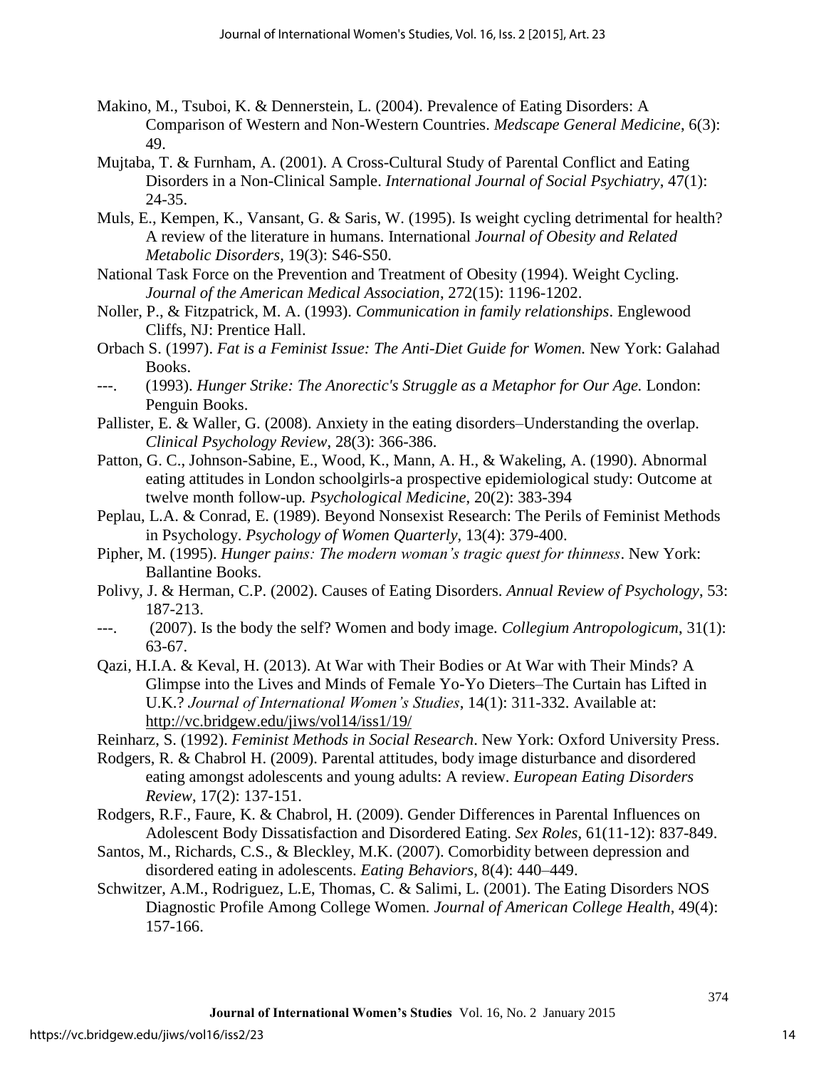Makino, M., Tsuboi, K. & Dennerstein, L. (2004). Prevalence of Eating Disorders: A Comparison of Western and Non-Western Countries. *Medscape General Medicine*, 6(3): 49.

Mujtaba, T. & Furnham, A. (2001). A Cross-Cultural Study of Parental Conflict and Eating Disorders in a Non-Clinical Sample. *International Journal of Social Psychiatry*, 47(1): 24-35.

Muls, E., Kempen, K., Vansant, G. & Saris, W. (1995). Is weight cycling detrimental for health? A review of the literature in humans. International *Journal of Obesity and Related Metabolic Disorders*, 19(3): S46-S50.

National Task Force on the Prevention and Treatment of Obesity (1994). Weight Cycling. *Journal of the American Medical Association*, 272(15): 1196-1202.

Noller, P., & Fitzpatrick, M. A. (1993). *Communication in family relationships*. Englewood Cliffs, NJ: Prentice Hall.

Orbach S. (1997). *Fat is a Feminist Issue: The Anti-Diet Guide for Women.* New York: Galahad Books.

---. (1993). *Hunger Strike: The Anorectic's Struggle as a Metaphor for Our Age.* London: Penguin Books.

Pallister, E. & Waller, G. (2008). Anxiety in the eating disorders–Understanding the overlap. *Clinical Psychology Review*, 28(3): 366-386.

Patton, G. C., Johnson-Sabine, E., Wood, K., Mann, A. H., & Wakeling, A. (1990). Abnormal eating attitudes in London schoolgirls-a prospective epidemiological study: Outcome at twelve month follow-up*. Psychological Medicine*, 20(2): 383-394

Peplau, L.A. & Conrad, E. (1989). Beyond Nonsexist Research: The Perils of Feminist Methods in Psychology. *Psychology of Women Quarterly*, 13(4): 379-400.

Pipher, M. (1995). *Hunger pains: The modern woman's tragic quest for thinness*. New York: Ballantine Books.

Polivy, J. & Herman, C.P. (2002). Causes of Eating Disorders. *Annual Review of Psychology*, 53: 187-213.

---. (2007). Is the body the self? Women and body image. *Collegium Antropologicum*, 31(1): 63-67.

Qazi, H.I.A. & Keval, H. (2013). At War with Their Bodies or At War with Their Minds? A Glimpse into the Lives and Minds of Female Yo-Yo Dieters–The Curtain has Lifted in U.K.? *Journal of International Women's Studies*, 14(1): 311-332. Available at: http://vc.bridgew.edu/jiws/vol14/iss1/19/

Reinharz, S. (1992). *Feminist Methods in Social Research*. New York: Oxford University Press.

Rodgers, R. & Chabrol H. (2009). Parental attitudes, body image disturbance and disordered eating amongst adolescents and young adults: A review. *European Eating Disorders Review*, 17(2): 137-151.

Rodgers, R.F., Faure, K. & Chabrol, H. (2009). Gender Differences in Parental Influences on Adolescent Body Dissatisfaction and Disordered Eating. *Sex Roles*, 61(11-12): 837-849.

Santos, M., Richards, C.S., & Bleckley, M.K. (2007). Comorbidity between depression and disordered eating in adolescents. *Eating Behaviors*, 8(4): 440–449.

Schwitzer, A.M., Rodriguez, L.E, Thomas, C. & Salimi, L. (2001). The Eating Disorders NOS Diagnostic Profile Among College Women*. Journal of American College Health*, 49(4): 157-166.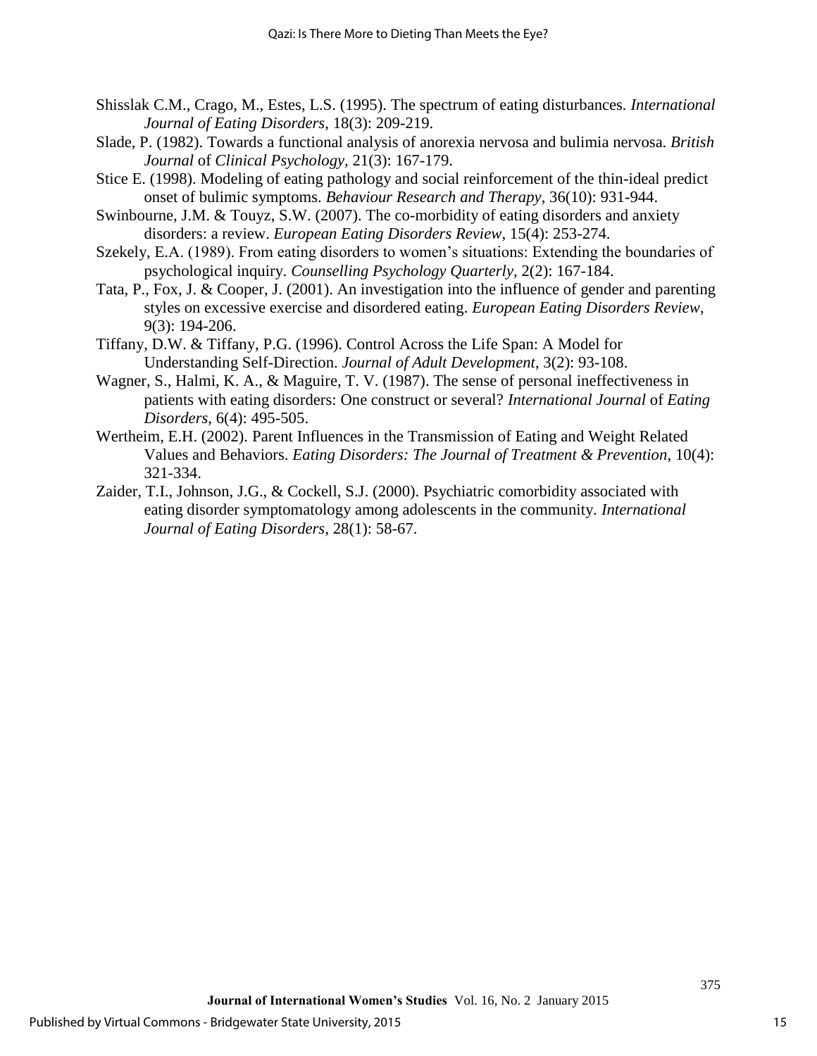Shisslak C.M., Crago, M., Estes, L.S. (1995). The spectrum of eating disturbances. *International Journal of Eating Disorders*, 18(3): 209-219.

Slade, P. (1982). Towards a functional analysis of anorexia nervosa and bulimia nervosa. *British Journal* of *Clinical Psychology*, 21(3): 167-179.

Stice E. (1998). Modeling of eating pathology and social reinforcement of the thin-ideal predict onset of bulimic symptoms. *Behaviour Research and Therapy*, 36(10): 931-944.

Swinbourne, J.M. & Touyz, S.W. (2007). The co-morbidity of eating disorders and anxiety disorders: a review. *European Eating Disorders Review*, 15(4): 253-274.

Szekely, E.A. (1989). From eating disorders to women's situations: Extending the boundaries of psychological inquiry. *Counselling Psychology Quarterly*, 2(2): 167-184.

Tata, P., Fox, J. & Cooper, J. (2001). An investigation into the influence of gender and parenting styles on excessive exercise and disordered eating. *European Eating Disorders Review*, 9(3): 194-206.

Tiffany, D.W. & Tiffany, P.G. (1996). Control Across the Life Span: A Model for Understanding Self-Direction. *Journal of Adult Development*, 3(2): 93-108.

Wagner, S., Halmi, K. A., & Maguire, T. V. (1987). The sense of personal ineffectiveness in patients with eating disorders: One construct or several? *International Journal* of *Eating Disorders*, 6(4): 495-505.

Wertheim, E.H. (2002). Parent Influences in the Transmission of Eating and Weight Related Values and Behaviors. *Eating Disorders: The Journal of Treatment & Prevention*, 10(4): 321-334.

Zaider, T.I., Johnson, J.G., & Cockell, S.J. (2000). Psychiatric comorbidity associated with eating disorder symptomatology among adolescents in the community. *International Journal of Eating Disorders*, 28(1): 58-67.